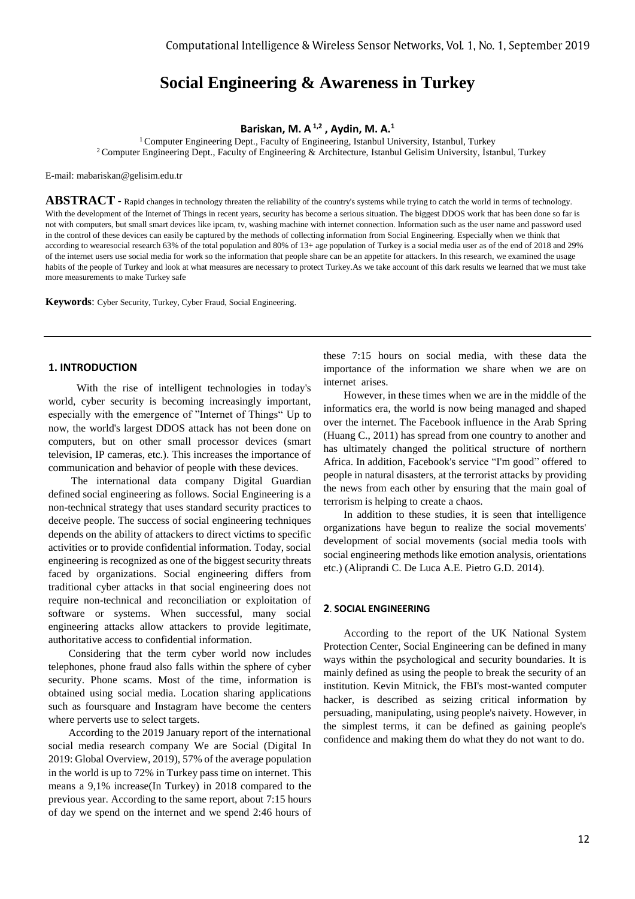// Social Engineering & Awareness in Turkey

**Bariskan, M. A [1,2] , Aydin, M. A.[1]**

[1] Computer Engineering Dept., Faculty of Engineering, Istanbul University, Istanbul, Turkey
[2] Computer Engineering Dept., Faculty of Engineering & Architecture, Istanbul Gelisim University, İstanbul, Turkey

E-mail: mabariskan@gelisim.edu.tr

**ABSTRACT -** Rapid changes in technology threaten the reliability of the country's systems while trying to catch the world in terms of technology. With the development of the Internet of Things in recent years, security has become a serious situation. The biggest DDOS work that has been done so far is not with computers, but small smart devices like ipcam, tv, washing machine with internet connection. Information such as the user name and password used in the control of these devices can easily be captured by the methods of collecting information from Social Engineering. Especially when we think that according to wearesocial research 63% of the total population and 80% of 13+ age population of Turkey is a social media user as of the end of 2018 and 29% of the internet users use social media for work so the information that people share can be an appetite for attackers. In this research, we examined the usage habits of the people of Turkey and look at what measures are necessary to protect Turkey.As we take account of this dark results we learned that we must take more measurements to make Turkey safe

**Keywords**: Cyber Security, Turkey, Cyber Fraud, Social Engineering.

## 1. INTRODUCTION

With the rise of intelligent technologies in today's world, cyber security is becoming increasingly important, especially with the emergence of "Internet of Things" Up to now, the world's largest DDOS attack has not been done on computers, but on other small processor devices (smart television, IP cameras, etc.). This increases the importance of communication and behavior of people with these devices.

The international data company Digital Guardian defined social engineering as follows. Social Engineering is a non-technical strategy that uses standard security practices to deceive people. The success of social engineering techniques depends on the ability of attackers to direct victims to specific activities or to provide confidential information. Today, social engineering is recognized as one of the biggest security threats faced by organizations. Social engineering differs from traditional cyber attacks in that social engineering does not require non-technical and reconciliation or exploitation of software or systems. When successful, many social engineering attacks allow attackers to provide legitimate, authoritative access to confidential information.

Considering that the term cyber world now includes telephones, phone fraud also falls within the sphere of cyber security. Phone scams. Most of the time, information is obtained using social media. Location sharing applications such as foursquare and Instagram have become the centers where perverts use to select targets.

According to the 2019 January report of the international social media research company We are Social (Digital In 2019: Global Overview, 2019), 57% of the average population in the world is up to 72% in Turkey pass time on internet. This means a 9,1% increase(In Turkey) in 2018 compared to the previous year. According to the same report, about 7:15 hours of day we spend on the internet and we spend 2:46 hours of these 7:15 hours on social media, with these data the importance of the information we share when we are on internet arises.

However, in these times when we are in the middle of the informatics era, the world is now being managed and shaped over the internet. The Facebook influence in the Arab Spring (Huang C., 2011) has spread from one country to another and has ultimately changed the political structure of northern Africa. In addition, Facebook's service "I'm good" offered to people in natural disasters, at the terrorist attacks by providing the news from each other by ensuring that the main goal of terrorism is helping to create a chaos.

In addition to these studies, it is seen that intelligence organizations have begun to realize the social movements' development of social movements (social media tools with social engineering methods like emotion analysis, orientations etc.) (Aliprandi C. De Luca A.E. Pietro G.D. 2014).

## 2. SOCIAL ENGINEERING

According to the report of the UK National System Protection Center, Social Engineering can be defined in many ways within the psychological and security boundaries. It is mainly defined as using the people to break the security of an institution. Kevin Mitnick, the FBI's most-wanted computer hacker, is described as seizing critical information by persuading, manipulating, using people's naivety. However, in the simplest terms, it can be defined as gaining people's confidence and making them do what they do not want to do.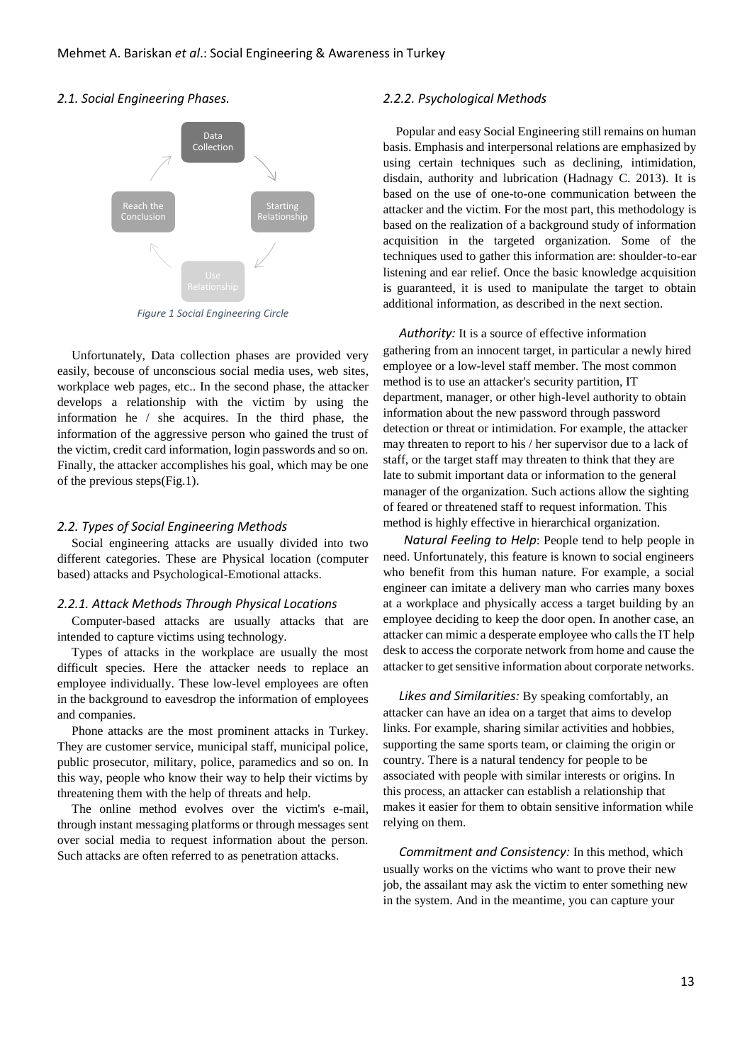### *2.1. Social Engineering Phases.*

Data Collection → Starting Relationship → Use Relationship → Reach the Conclusion

*Figure 1 Social Engineering Circle*

Unfortunately, Data collection phases are provided very easily, becouse of unconscious social media uses, web sites, workplace web pages, etc.. In the second phase, the attacker develops a relationship with the victim by using the information he / she acquires. In the third phase, the information of the aggressive person who gained the trust of the victim, credit card information, login passwords and so on. Finally, the attacker accomplishes his goal, which may be one of the previous steps(Fig.1).

### *2.2. Types of Social Engineering Methods*

Social engineering attacks are usually divided into two different categories. These are Physical location (computer based) attacks and Psychological-Emotional attacks.

#### *2.2.1. Attack Methods Through Physical Locations*

Computer-based attacks are usually attacks that are intended to capture victims using technology.

Types of attacks in the workplace are usually the most difficult species. Here the attacker needs to replace an employee individually. These low-level employees are often in the background to eavesdrop the information of employees and companies.

Phone attacks are the most prominent attacks in Turkey. They are customer service, municipal staff, municipal police, public prosecutor, military, police, paramedics and so on. In this way, people who know their way to help their victims by threatening them with the help of threats and help.

The online method evolves over the victim's e-mail, through instant messaging platforms or through messages sent over social media to request information about the person. Such attacks are often referred to as penetration attacks.

#### *2.2.2. Psychological Methods*

Popular and easy Social Engineering still remains on human basis. Emphasis and interpersonal relations are emphasized by using certain techniques such as declining, intimidation, disdain, authority and lubrication (Hadnagy C. 2013). It is based on the use of one-to-one communication between the attacker and the victim. For the most part, this methodology is based on the realization of a background study of information acquisition in the targeted organization. Some of the techniques used to gather this information are: shoulder-to-ear listening and ear relief. Once the basic knowledge acquisition is guaranteed, it is used to manipulate the target to obtain additional information, as described in the next section.

*Authority:* It is a source of effective information gathering from an innocent target, in particular a newly hired employee or a low-level staff member. The most common method is to use an attacker's security partition, IT department, manager, or other high-level authority to obtain information about the new password through password detection or threat or intimidation. For example, the attacker may threaten to report to his / her supervisor due to a lack of staff, or the target staff may threaten to think that they are late to submit important data or information to the general manager of the organization. Such actions allow the sighting of feared or threatened staff to request information. This method is highly effective in hierarchical organization.

*Natural Feeling to Help*: People tend to help people in need. Unfortunately, this feature is known to social engineers who benefit from this human nature. For example, a social engineer can imitate a delivery man who carries many boxes at a workplace and physically access a target building by an employee deciding to keep the door open. In another case, an attacker can mimic a desperate employee who calls the IT help desk to access the corporate network from home and cause the attacker to get sensitive information about corporate networks.

*Likes and Similarities:* By speaking comfortably, an attacker can have an idea on a target that aims to develop links. For example, sharing similar activities and hobbies, supporting the same sports team, or claiming the origin or country. There is a natural tendency for people to be associated with people with similar interests or origins. In this process, an attacker can establish a relationship that makes it easier for them to obtain sensitive information while relying on them.

*Commitment and Consistency:* In this method, which usually works on the victims who want to prove their new job, the assailant may ask the victim to enter something new in the system. And in the meantime, you can capture your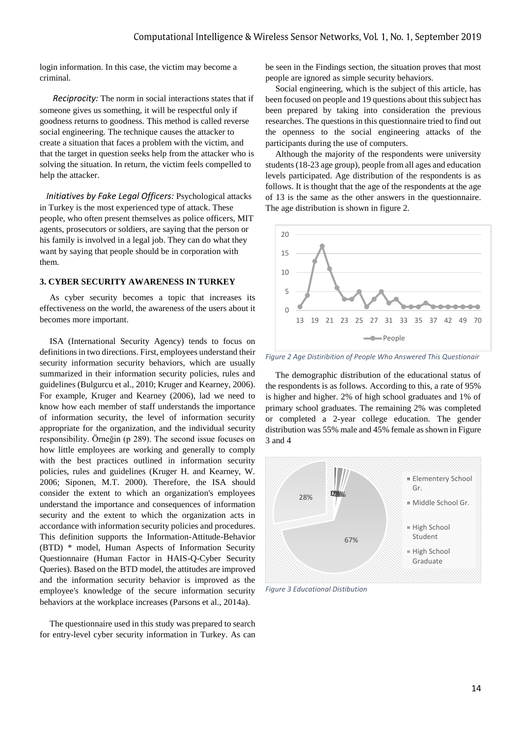login information. In this case, the victim may become a criminal.

*Reciprocity:* The norm in social interactions states that if someone gives us something, it will be respectful only if goodness returns to goodness. This method is called reverse social engineering. The technique causes the attacker to create a situation that faces a problem with the victim, and that the target in question seeks help from the attacker who is solving the situation. In return, the victim feels compelled to help the attacker.

*Initiatives by Fake Legal Officers:* Psychological attacks in Turkey is the most experienced type of attack. These people, who often present themselves as police officers, MIT agents, prosecutors or soldiers, are saying that the person or his family is involved in a legal job. They can do what they want by saying that people should be in corporation with them.

### 3. CYBER SECURITY AWARENESS IN TURKEY

As cyber security becomes a topic that increases its effectiveness on the world, the awareness of the users about it becomes more important.

ISA (International Security Agency) tends to focus on definitions in two directions. First, employees understand their security information security behaviors, which are usually summarized in their information security policies, rules and guidelines (Bulgurcu et al., 2010; Kruger and Kearney, 2006). For example, Kruger and Kearney (2006), lad we need to know how each member of staff understands the importance of information security, the level of information security appropriate for the organization, and the individual security responsibility. Örneğin (p 289). The second issue focuses on how little employees are working and generally to comply with the best practices outlined in information security policies, rules and guidelines (Kruger H. and Kearney, W. 2006; Siponen, M.T. 2000). Therefore, the ISA should consider the extent to which an organization's employees understand the importance and consequences of information security and the extent to which the organization acts in accordance with information security policies and procedures. This definition supports the Information-Attitude-Behavior (BTD) * model, Human Aspects of Information Security Questionnaire (Human Factor in HAIS-Q-Cyber Security Queries). Based on the BTD model, the attitudes are improved and the information security behavior is improved as the employee's knowledge of the secure information security behaviors at the workplace increases (Parsons et al., 2014a).

The questionnaire used in this study was prepared to search for entry-level cyber security information in Turkey. As can be seen in the Findings section, the situation proves that most people are ignored as simple security behaviors.

Social engineering, which is the subject of this article, has been focused on people and 19 questions about this subject has been prepared by taking into consideration the previous researches. The questions in this questionnaire tried to find out the openness to the social engineering attacks of the participants during the use of computers.

Although the majority of the respondents were university students (18-23 age group), people from all ages and education levels participated. Age distribution of the respondents is as follows. It is thought that the age of the respondents at the age of 13 is the same as the other answers in the questionnaire. The age distribution is shown in figure 2.

*Figure 2 Age Distiribition of People Who Answered This Questionair*

The demographic distribution of the educational status of the respondents is as follows. According to this, a rate of 95% is higher and higher. 2% of high school graduates and 1% of primary school graduates. The remaining 2% was completed or completed a 2-year college education. The gender distribution was 55% male and 45% female as shown in Figure 3 and 4

*Figure 3 Educational Distibution*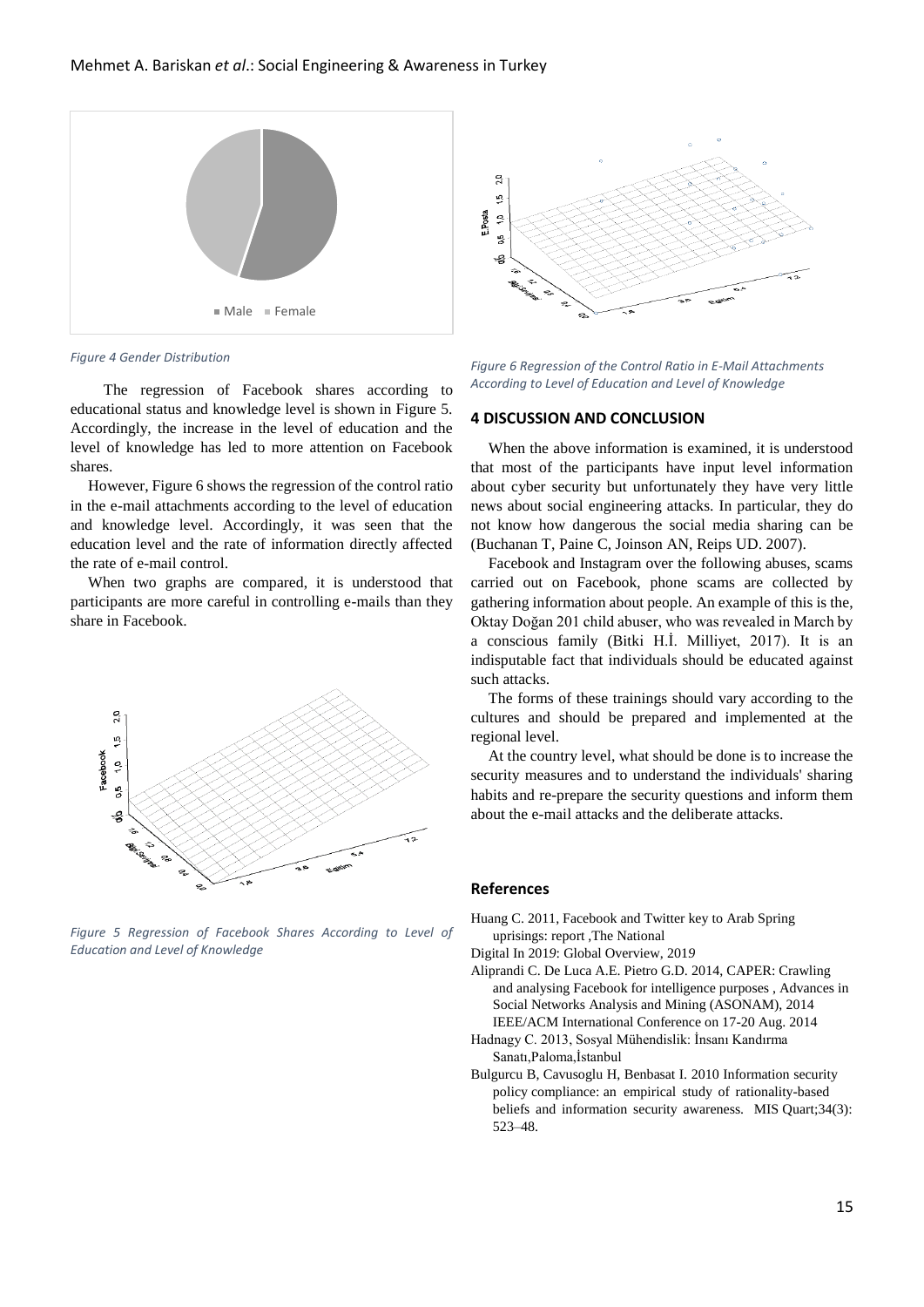*Figure 4 Gender Distribution*

The regression of Facebook shares according to educational status and knowledge level is shown in Figure 5. Accordingly, the increase in the level of education and the level of knowledge has led to more attention on Facebook shares.

However, Figure 6 shows the regression of the control ratio in the e-mail attachments according to the level of education and knowledge level. Accordingly, it was seen that the education level and the rate of information directly affected the rate of e-mail control.

When two graphs are compared, it is understood that participants are more careful in controlling e-mails than they share in Facebook.

*Figure 5 Regression of Facebook Shares According to Level of Education and Level of Knowledge*

*Figure 6 Regression of the Control Ratio in E-Mail Attachments According to Level of Education and Level of Knowledge*

## 4 DISCUSSION AND CONCLUSION

When the above information is examined, it is understood that most of the participants have input level information about cyber security but unfortunately they have very little news about social engineering attacks. In particular, they do not know how dangerous the social media sharing can be (Buchanan T, Paine C, Joinson AN, Reips UD. 2007).

Facebook and Instagram over the following abuses, scams carried out on Facebook, phone scams are collected by gathering information about people. An example of this is the, Oktay Doğan 201 child abuser, who was revealed in March by a conscious family (Bitki H.İ. Milliyet, 2017). It is an indisputable fact that individuals should be educated against such attacks.

The forms of these trainings should vary according to the cultures and should be prepared and implemented at the regional level.

At the country level, what should be done is to increase the security measures and to understand the individuals' sharing habits and re-prepare the security questions and inform them about the e-mail attacks and the deliberate attacks.

## References

Huang C. 2011, Facebook and Twitter key to Arab Spring uprisings: report ,The National

Digital In 2019: Global Overview, 2019

Aliprandi C. De Luca A.E. Pietro G.D. 2014, CAPER: Crawling and analysing Facebook for intelligence purposes , Advances in Social Networks Analysis and Mining (ASONAM), 2014 IEEE/ACM International Conference on 17-20 Aug. 2014

Hadnagy C. 2013, Sosyal Mühendislik: İnsanı Kandırma Sanatı,Paloma,İstanbul

Bulgurcu B, Cavusoglu H, Benbasat I. 2010 Information security policy compliance: an empirical study of rationality-based beliefs and information security awareness. MIS Quart;34(3): 523–48.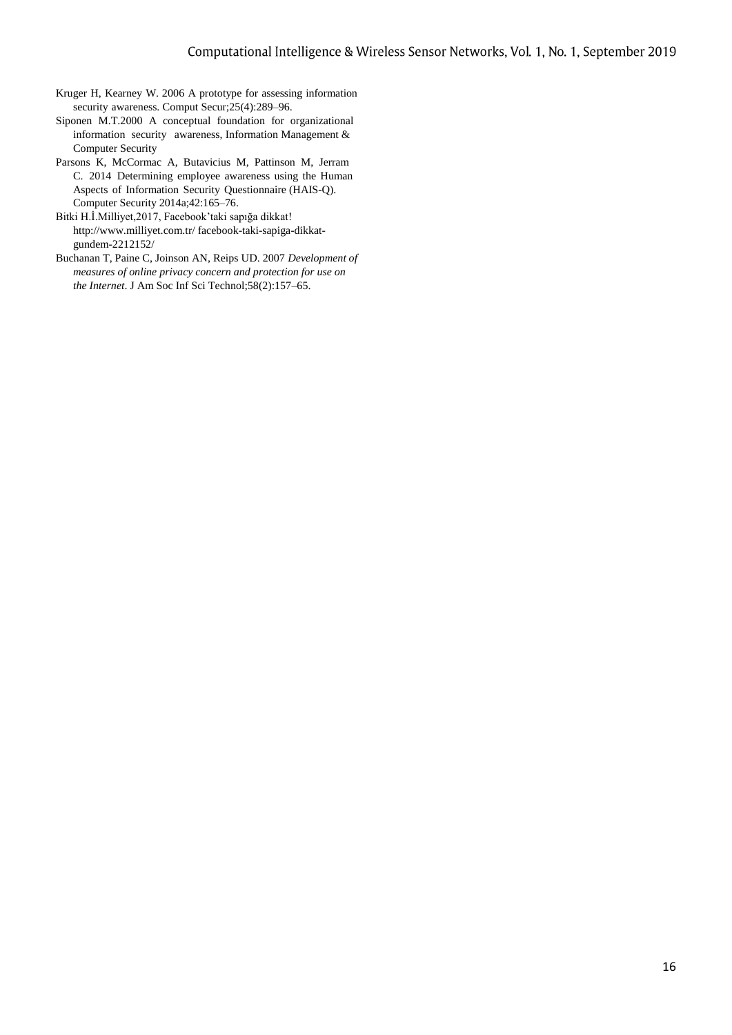Kruger H, Kearney W. 2006 A prototype for assessing information security awareness. Comput Secur;25(4):289–96.

Siponen M.T.2000 A conceptual foundation for organizational information security awareness, Information Management & Computer Security

Parsons K, McCormac A, Butavicius M, Pattinson M, Jerram C. 2014 Determining employee awareness using the Human Aspects of Information Security Questionnaire (HAIS-Q). Computer Security 2014a;42:165–76.

Bitki H.İ.Milliyet,2017, Facebook'taki sapığa dikkat! http://www.milliyet.com.tr/ facebook-taki-sapiga-dikkat-gundem-2212152/

Buchanan T, Paine C, Joinson AN, Reips UD. 2007 *Development of measures of online privacy concern and protection for use on the Internet*. J Am Soc Inf Sci Technol;58(2):157–65.